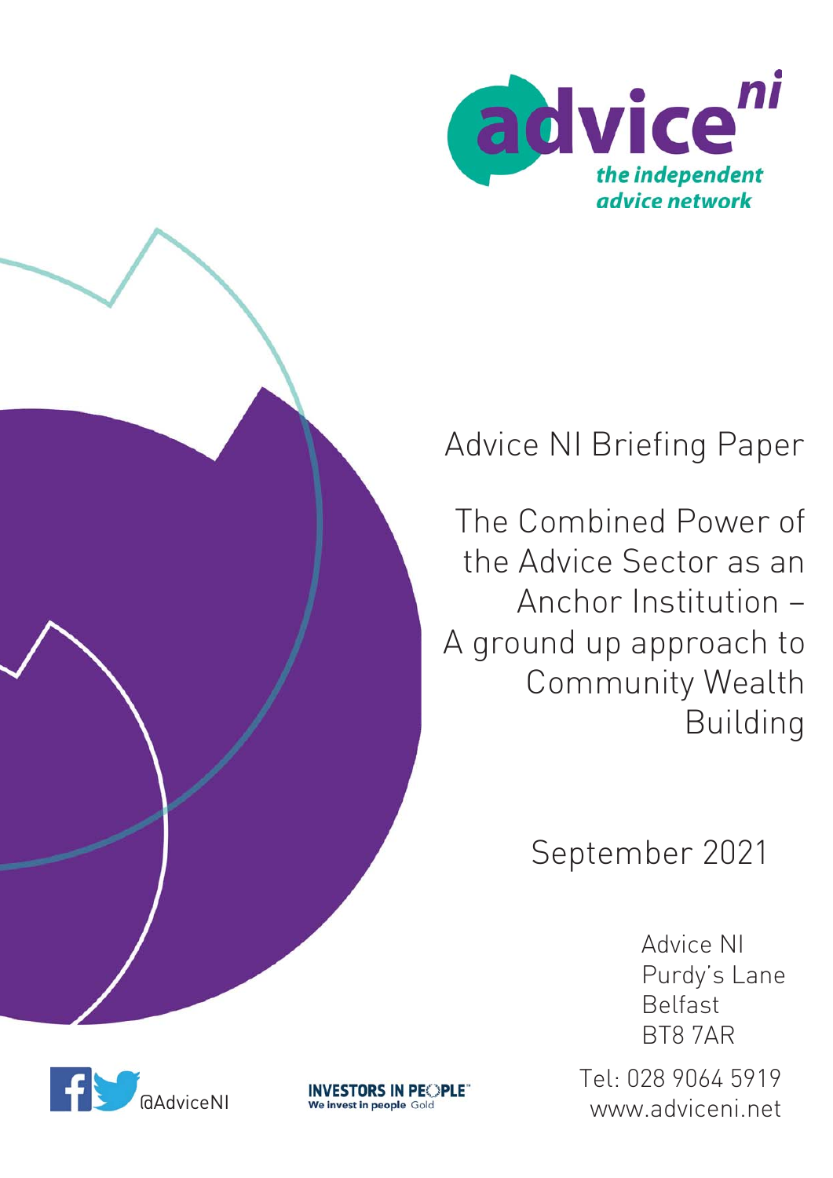advice ni

*the independent advice network*

Advice NI Briefing Paper

# The Combined Power of the Advice Sector as an Anchor Institution – A ground up approach to Community Wealth Building

September 2021

Advice NI
Purdy's Lane
Belfast
BT8 7AR

Tel: 028 9064 5919
www.adviceni.net

@AdviceNI

INVESTORS IN PEOPLE
We invest in people Gold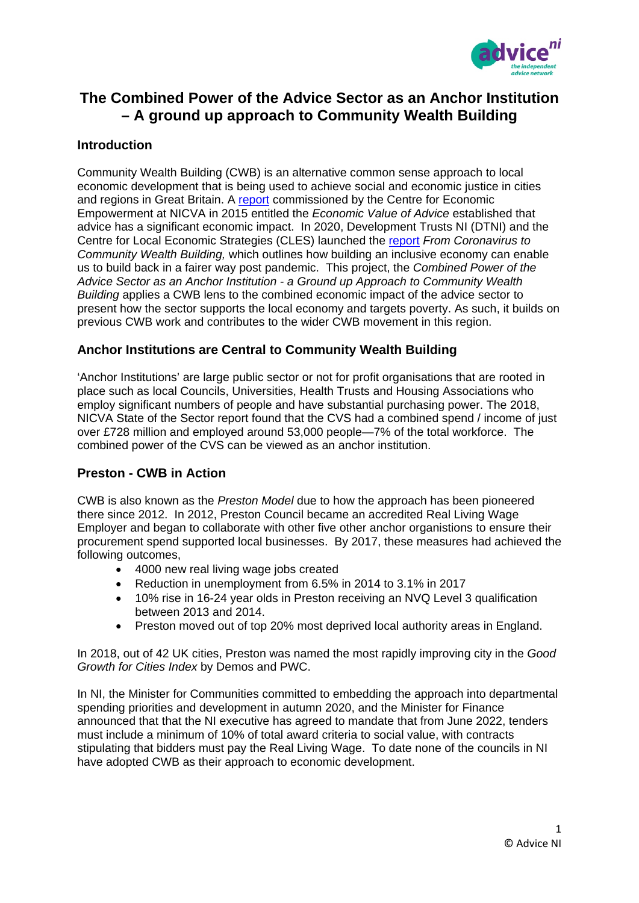# The Combined Power of the Advice Sector as an Anchor Institution – A ground up approach to Community Wealth Building

## Introduction

Community Wealth Building (CWB) is an alternative common sense approach to local economic development that is being used to achieve social and economic justice in cities and regions in Great Britain. A report commissioned by the Centre for Economic Empowerment at NICVA in 2015 entitled the *Economic Value of Advice* established that advice has a significant economic impact. In 2020, Development Trusts NI (DTNI) and the Centre for Local Economic Strategies (CLES) launched the report *From Coronavirus to Community Wealth Building,* which outlines how building an inclusive economy can enable us to build back in a fairer way post pandemic. This project, the *Combined Power of the Advice Sector as an Anchor Institution - a Ground up Approach to Community Wealth Building* applies a CWB lens to the combined economic impact of the advice sector to present how the sector supports the local economy and targets poverty. As such, it builds on previous CWB work and contributes to the wider CWB movement in this region.

## Anchor Institutions are Central to Community Wealth Building

'Anchor Institutions' are large public sector or not for profit organisations that are rooted in place such as local Councils, Universities, Health Trusts and Housing Associations who employ significant numbers of people and have substantial purchasing power. The 2018, NICVA State of the Sector report found that the CVS had a combined spend / income of just over £728 million and employed around 53,000 people—7% of the total workforce. The combined power of the CVS can be viewed as an anchor institution.

## Preston - CWB in Action

CWB is also known as the *Preston Model* due to how the approach has been pioneered there since 2012. In 2012, Preston Council became an accredited Real Living Wage Employer and began to collaborate with other five other anchor organisations to ensure their procurement spend supported local businesses. By 2017, these measures had achieved the following outcomes,

- 4000 new real living wage jobs created
- Reduction in unemployment from 6.5% in 2014 to 3.1% in 2017
- 10% rise in 16-24 year olds in Preston receiving an NVQ Level 3 qualification between 2013 and 2014.
- Preston moved out of top 20% most deprived local authority areas in England.

In 2018, out of 42 UK cities, Preston was named the most rapidly improving city in the *Good Growth for Cities Index* by Demos and PWC.

In NI, the Minister for Communities committed to embedding the approach into departmental spending priorities and development in autumn 2020, and the Minister for Finance announced that that the NI executive has agreed to mandate that from June 2022, tenders must include a minimum of 10% of total award criteria to social value, with contracts stipulating that bidders must pay the Real Living Wage. To date none of the councils in NI have adopted CWB as their approach to economic development.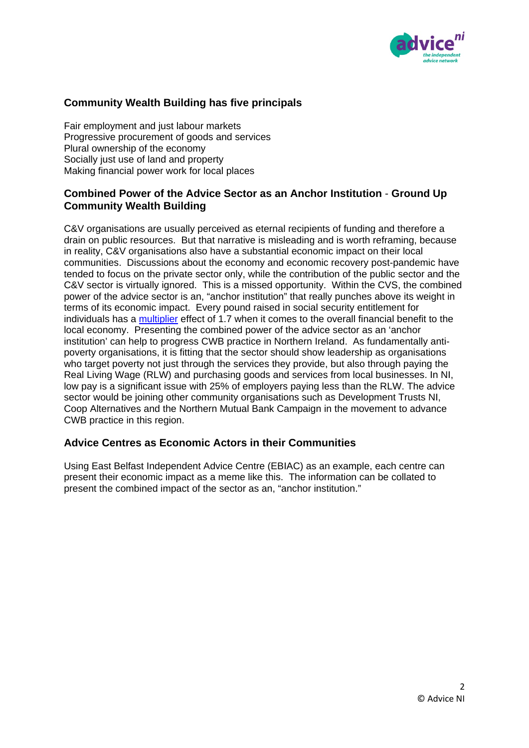## Community Wealth Building has five principals

Fair employment and just labour markets
Progressive procurement of goods and services
Plural ownership of the economy
Socially just use of land and property
Making financial power work for local places

## Combined Power of the Advice Sector as an Anchor Institution - Ground Up Community Wealth Building

C&V organisations are usually perceived as eternal recipients of funding and therefore a drain on public resources. But that narrative is misleading and is worth reframing, because in reality, C&V organisations also have a substantial economic impact on their local communities. Discussions about the economy and economic recovery post-pandemic have tended to focus on the private sector only, while the contribution of the public sector and the C&V sector is virtually ignored. This is a missed opportunity. Within the CVS, the combined power of the advice sector is an, "anchor institution" that really punches above its weight in terms of its economic impact. Every pound raised in social security entitlement for individuals has a multiplier effect of 1.7 when it comes to the overall financial benefit to the local economy. Presenting the combined power of the advice sector as an 'anchor institution' can help to progress CWB practice in Northern Ireland. As fundamentally anti-poverty organisations, it is fitting that the sector should show leadership as organisations who target poverty not just through the services they provide, but also through paying the Real Living Wage (RLW) and purchasing goods and services from local businesses. In NI, low pay is a significant issue with 25% of employers paying less than the RLW. The advice sector would be joining other community organisations such as Development Trusts NI, Coop Alternatives and the Northern Mutual Bank Campaign in the movement to advance CWB practice in this region.

## Advice Centres as Economic Actors in their Communities

Using East Belfast Independent Advice Centre (EBIAC) as an example, each centre can present their economic impact as a meme like this. The information can be collated to present the combined impact of the sector as an, "anchor institution."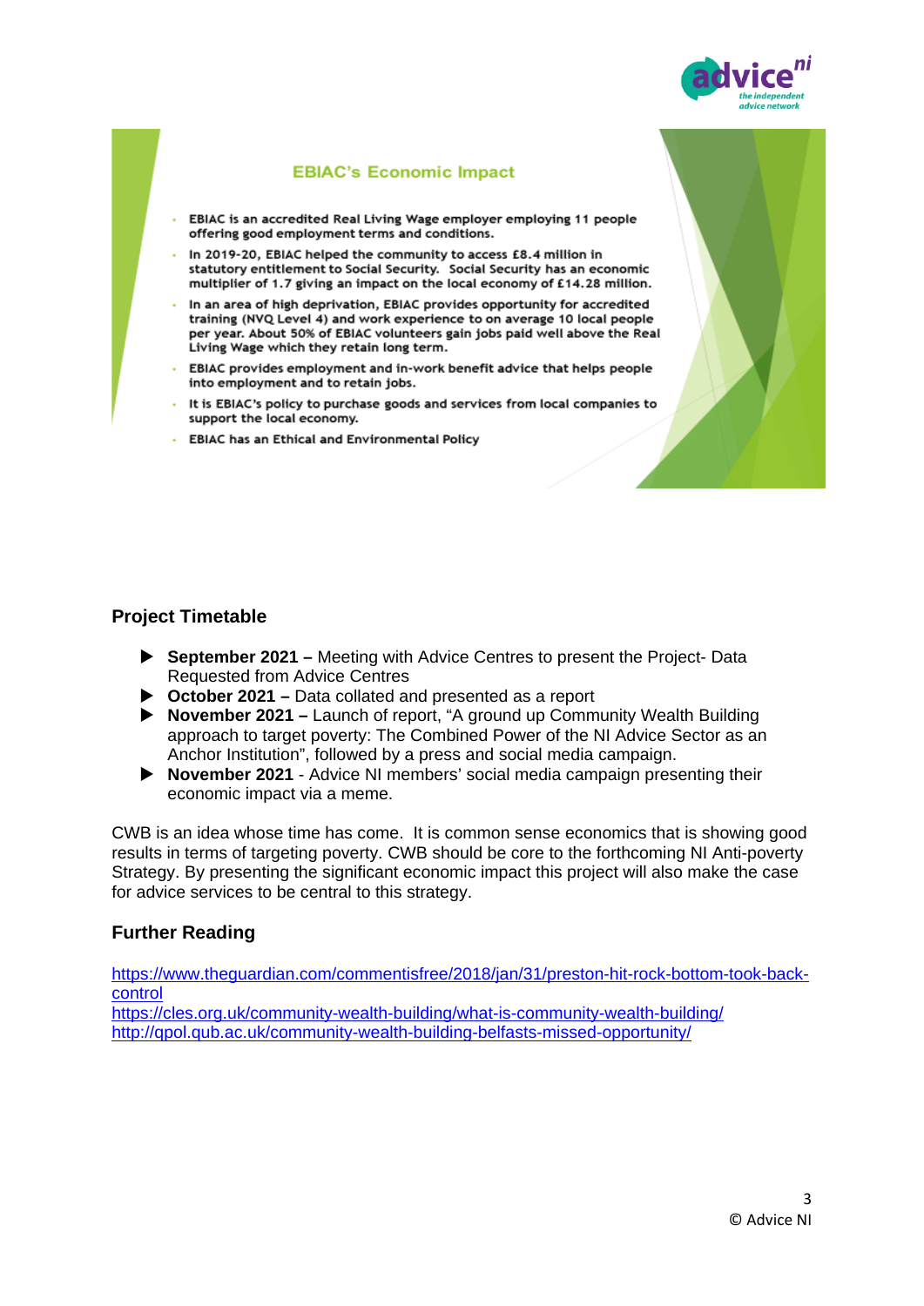### EBIAC's Economic Impact

- EBIAC is an accredited Real Living Wage employer employing 11 people offering good employment terms and conditions.
- In 2019-20, EBIAC helped the community to access £8.4 million in statutory entitlement to Social Security. Social Security has an economic multiplier of 1.7 giving an impact on the local economy of £14.28 million.
- In an area of high deprivation, EBIAC provides opportunity for accredited training (NVQ Level 4) and work experience to on average 10 local people per year. About 50% of EBIAC volunteers gain jobs paid well above the Real Living Wage which they retain long term.
- EBIAC provides employment and in-work benefit advice that helps people into employment and to retain jobs.
- It is EBIAC's policy to purchase goods and services from local companies to support the local economy.
- EBIAC has an Ethical and Environmental Policy

## Project Timetable

- **September 2021 –** Meeting with Advice Centres to present the Project- Data Requested from Advice Centres
- **October 2021 –** Data collated and presented as a report
- **November 2021 –** Launch of report, "A ground up Community Wealth Building approach to target poverty: The Combined Power of the NI Advice Sector as an Anchor Institution", followed by a press and social media campaign.
- **November 2021** - Advice NI members' social media campaign presenting their economic impact via a meme.

CWB is an idea whose time has come. It is common sense economics that is showing good results in terms of targeting poverty. CWB should be core to the forthcoming NI Anti-poverty Strategy. By presenting the significant economic impact this project will also make the case for advice services to be central to this strategy.

## Further Reading

https://www.theguardian.com/commentisfree/2018/jan/31/preston-hit-rock-bottom-took-back-control
https://cles.org.uk/community-wealth-building/what-is-community-wealth-building/
http://qpol.qub.ac.uk/community-wealth-building-belfasts-missed-opportunity/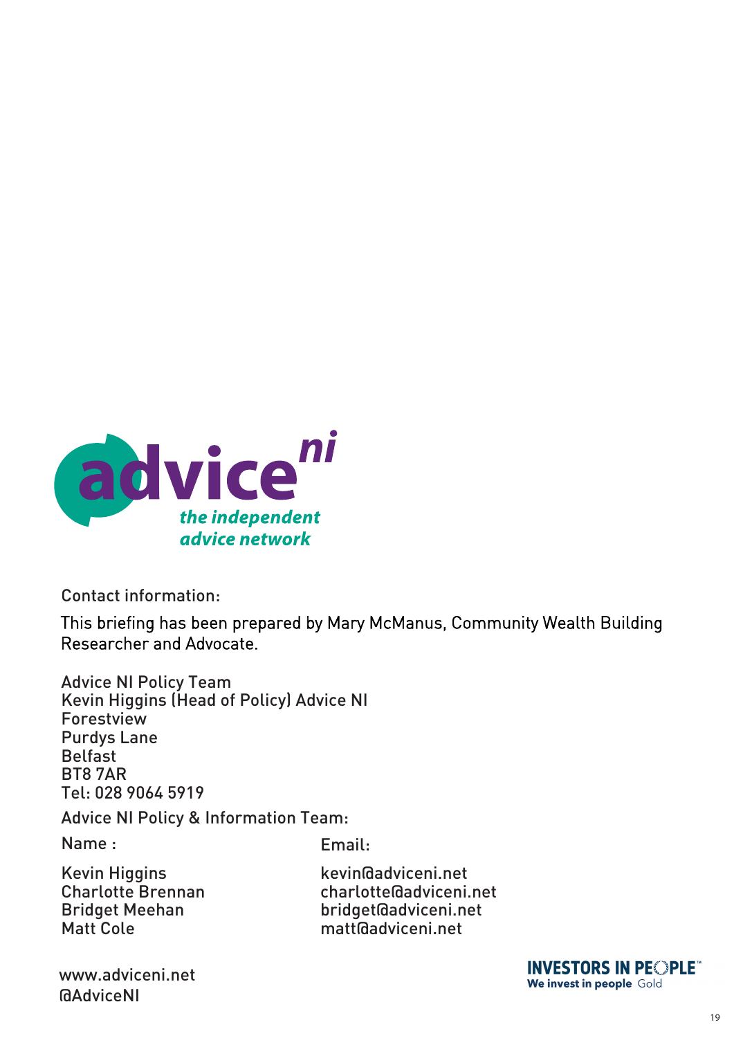advice ni
*the independent advice network*

Contact information:

This briefing has been prepared by Mary McManus, Community Wealth Building Researcher and Advocate.

Advice NI Policy Team
Kevin Higgins (Head of Policy) Advice NI
Forestview
Purdys Lane
Belfast
BT8 7AR
Tel: 028 9064 5919

Advice NI Policy & Information Team:

| Name : | Email: |
|---|---|
| Kevin Higgins | kevin@adviceni.net |
| Charlotte Brennan | charlotte@adviceni.net |
| Bridget Meehan | bridget@adviceni.net |
| Matt Cole | matt@adviceni.net |

www.adviceni.net
@AdviceNI

INVESTORS IN PEOPLE™
We invest in people Gold